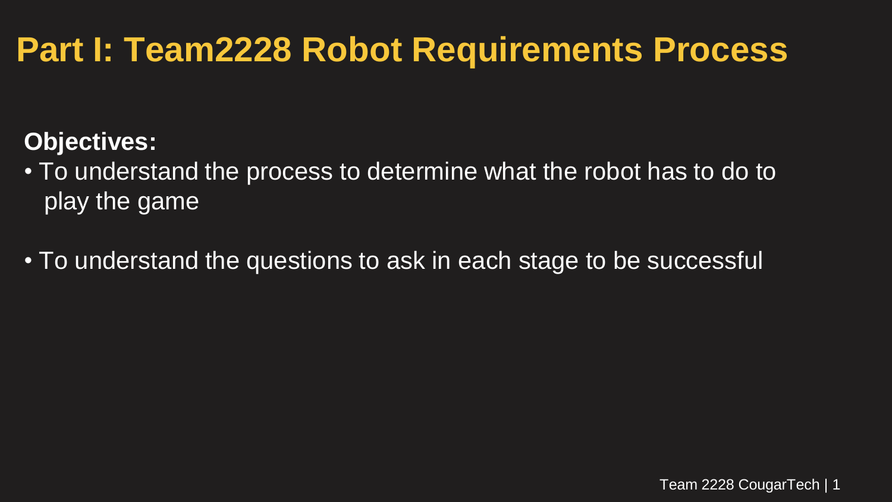# Part I: Team2228 Robot Requirements Process

**Objectives:**

- To understand the process to determine what the robot has to do to play the game
- To understand the questions to ask in each stage to be successful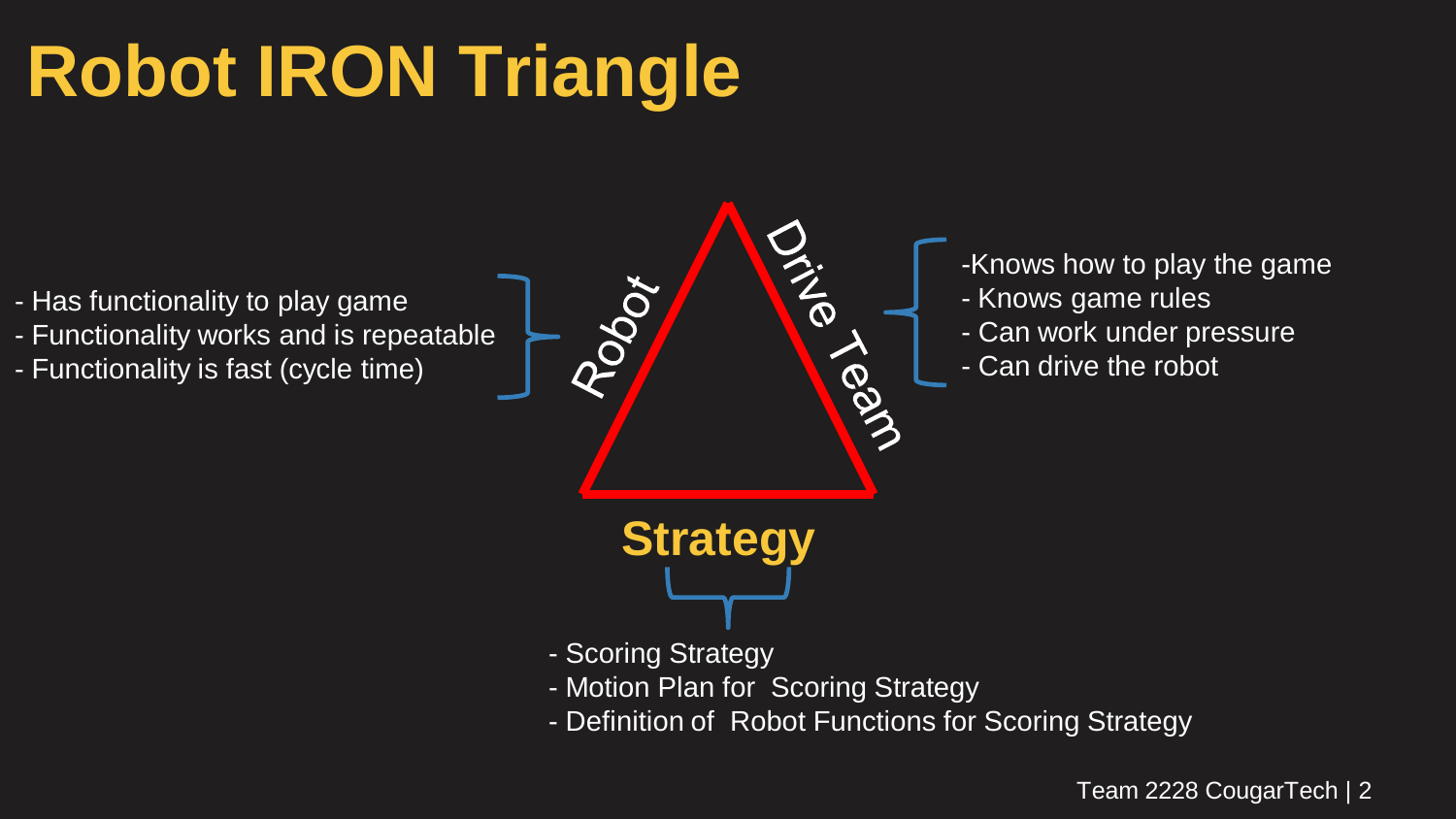# Robot IRON Triangle

**Robot**

- Has functionality to play game
- Functionality works and is repeatable
- Functionality is fast (cycle time)

**Drive Team**

-Knows how to play the game
- Knows game rules
- Can work under pressure
- Can drive the robot

**Strategy**

- Scoring Strategy
- Motion Plan for  Scoring Strategy
- Definition of  Robot Functions for Scoring Strategy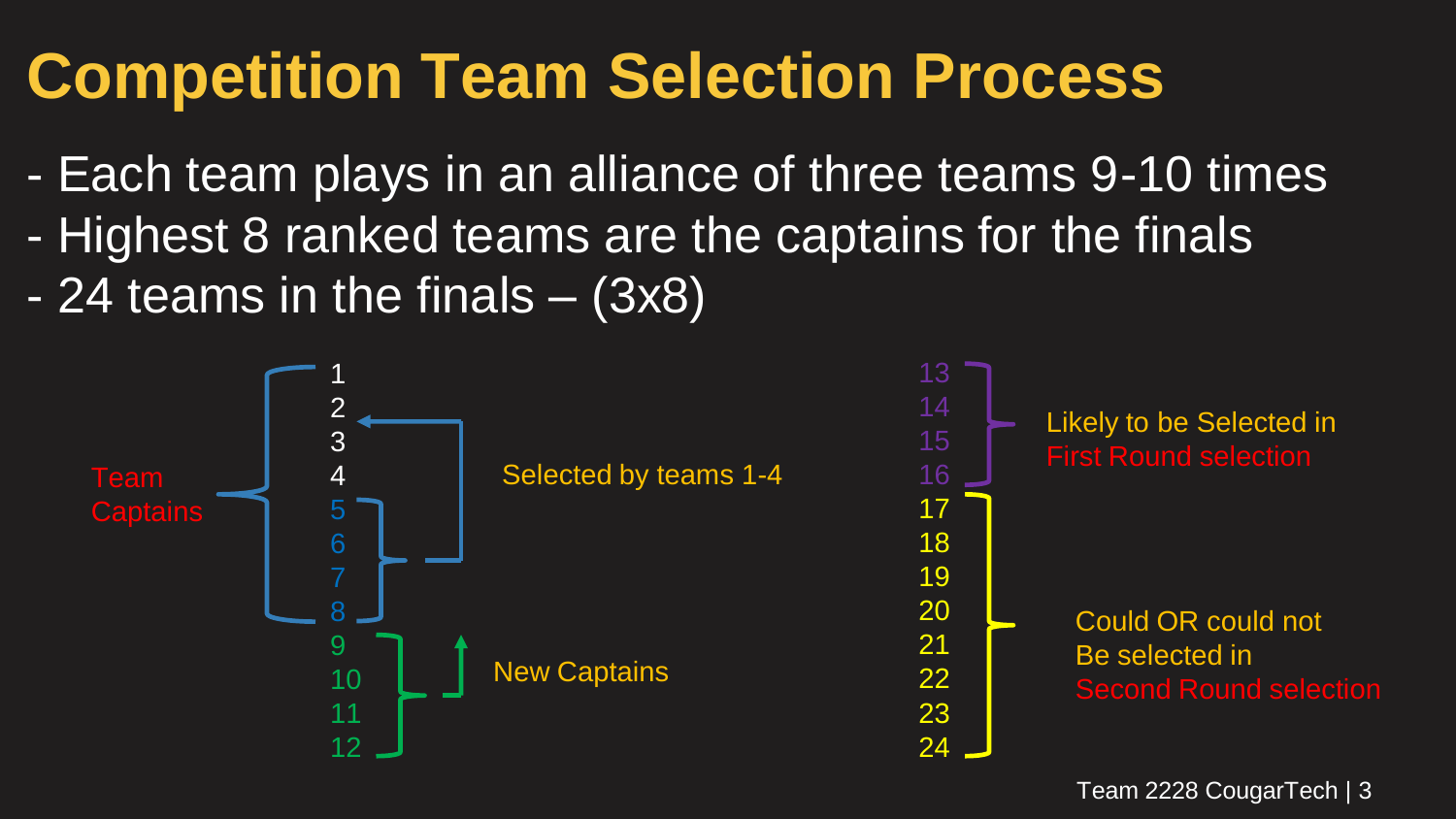# Competition Team Selection Process

- Each team plays in an alliance of three teams 9-10 times
- Highest 8 ranked teams are the captains for the finals
- 24 teams in the finals – (3x8)

Team Captains

1
2
3
4
5
6
7
8

Selected by teams 1-4

9
10
11
12

New Captains

13
14
15
16

Likely to be Selected in First Round selection

17
18
19
20
21
22
23
24

Could OR could not Be selected in Second Round selection

Team 2228 CougarTech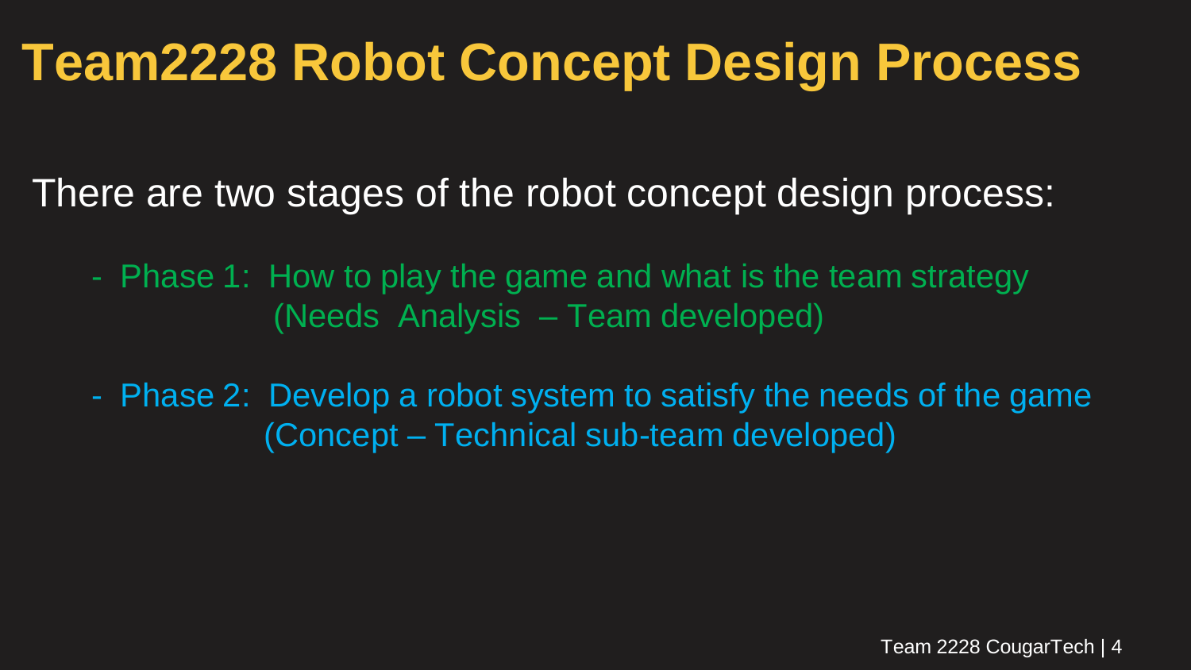# Team2228 Robot Concept Design Process

There are two stages of the robot concept design process:

- Phase 1: How to play the game and what is the team strategy
  (Needs Analysis – Team developed)

- Phase 2: Develop a robot system to satisfy the needs of the game
  (Concept – Technical sub-team developed)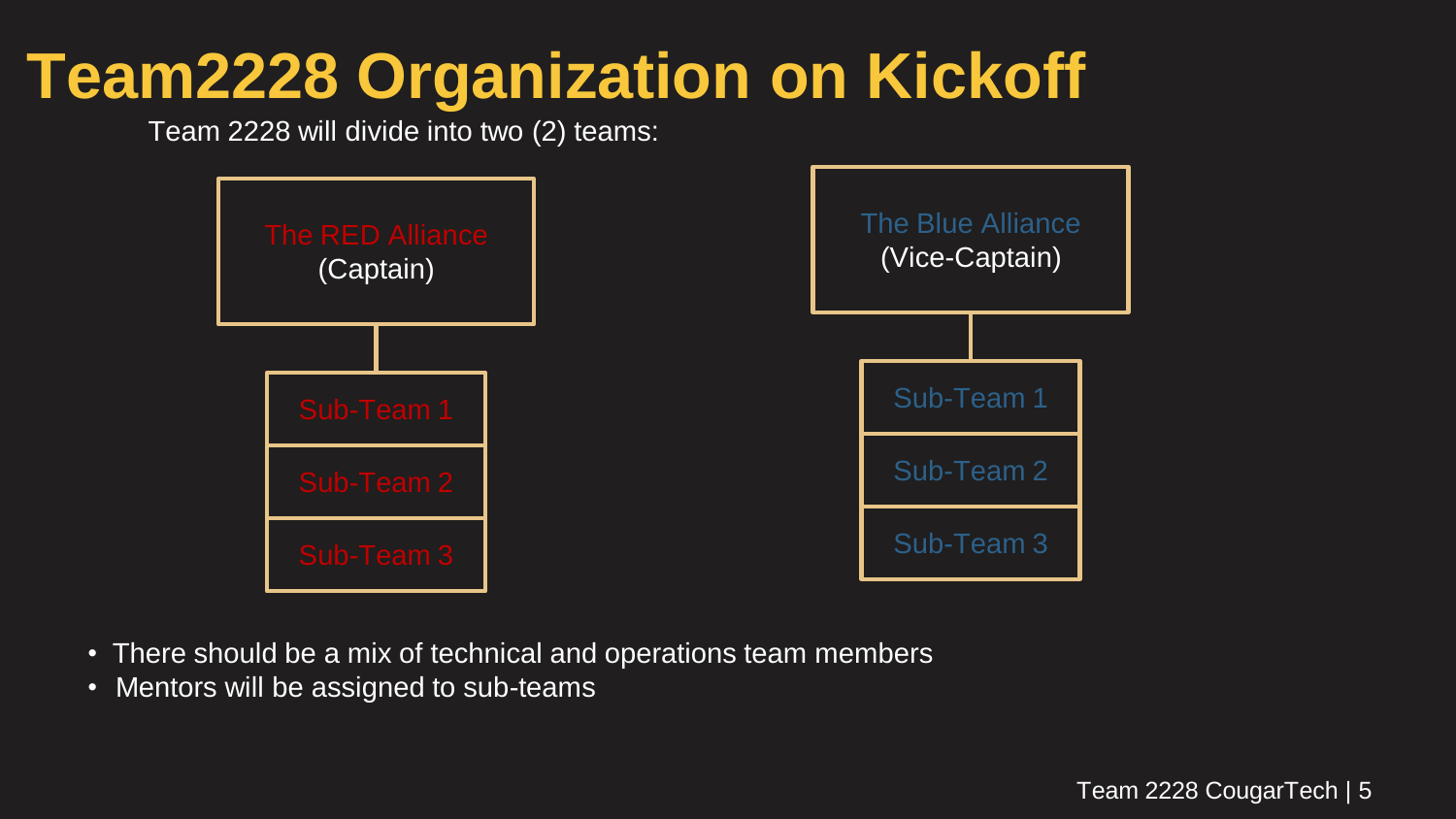# Team2228 Organization on Kickoff

Team 2228 will divide into two (2) teams:

**The RED Alliance** (Captain)

- Sub-Team 1
- Sub-Team 2
- Sub-Team 3

**The Blue Alliance** (Vice-Captain)

- Sub-Team 1
- Sub-Team 2
- Sub-Team 3

- There should be a mix of technical and operations team members
- Mentors will be assigned to sub-teams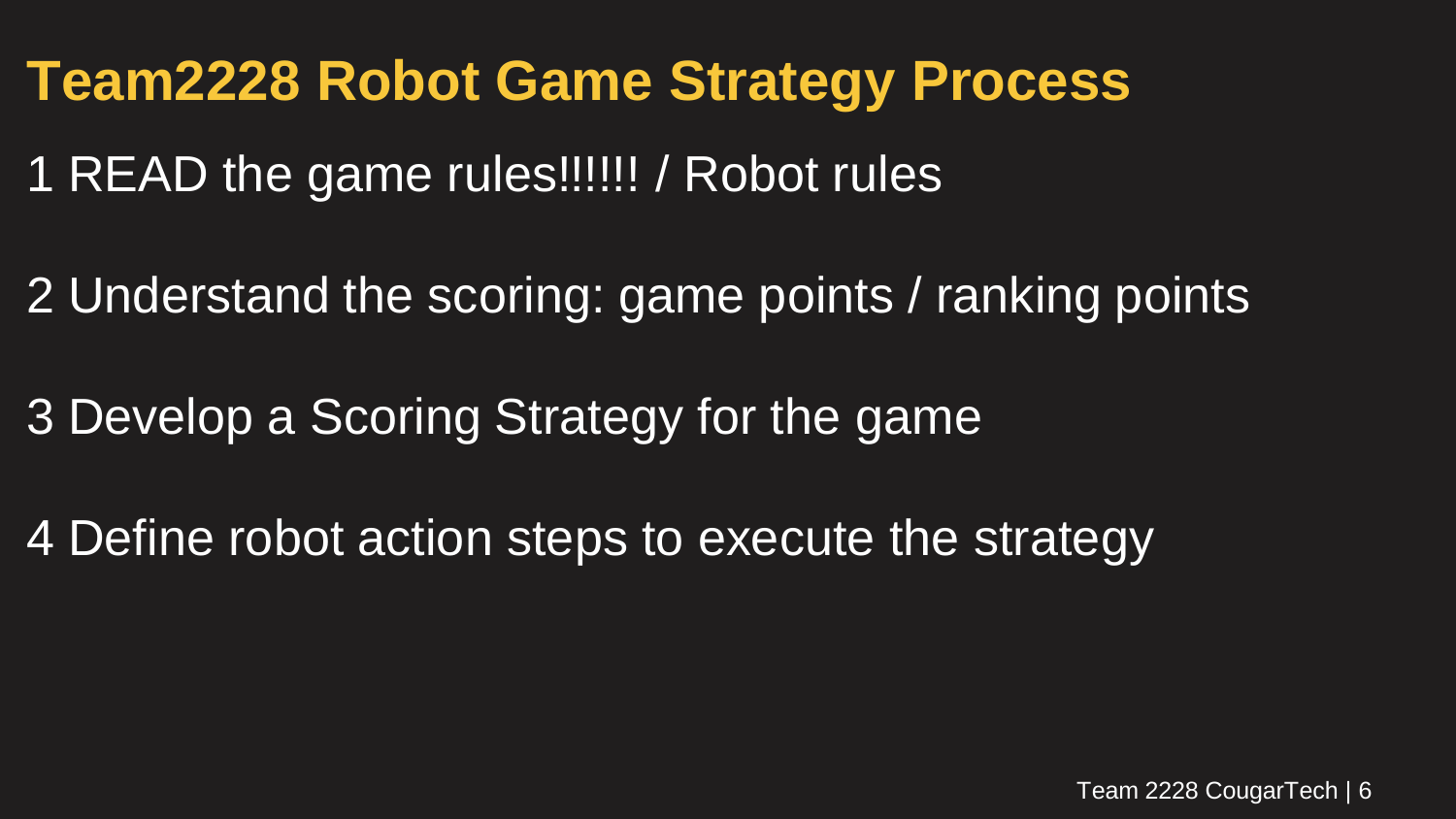# Team2228 Robot Game Strategy Process

1 READ the game rules!!!!!! / Robot rules

2 Understand the scoring: game points / ranking points

3 Develop a Scoring Strategy for the game

4 Define robot action steps to execute the strategy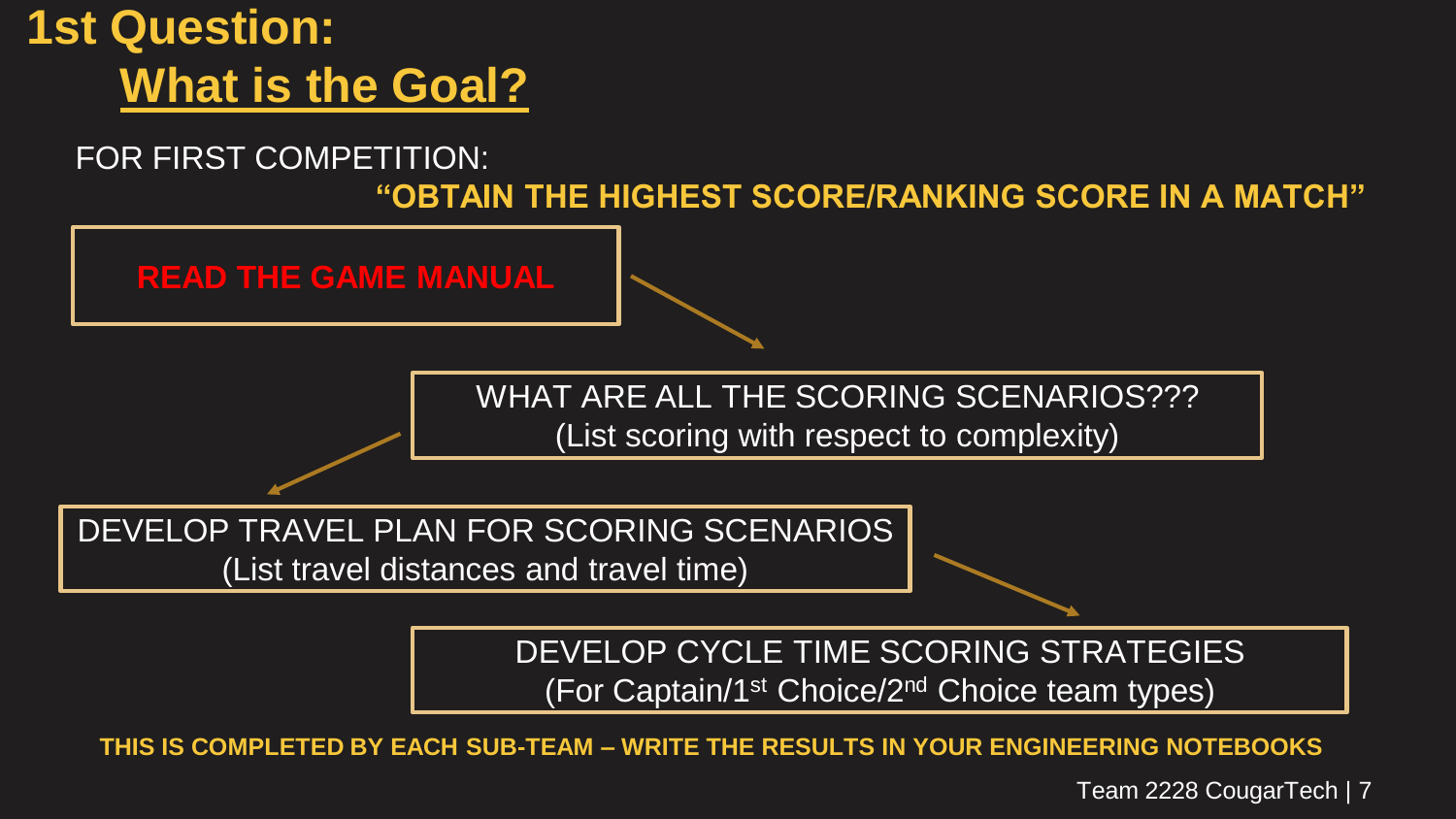# 1st Question:

## What is the Goal?

FOR FIRST COMPETITION:

**"OBTAIN THE HIGHEST SCORE/RANKING SCORE IN A MATCH"**

**READ THE GAME MANUAL**

WHAT ARE ALL THE SCORING SCENARIOS???
(List scoring with respect to complexity)

DEVELOP TRAVEL PLAN FOR SCORING SCENARIOS
(List travel distances and travel time)

DEVELOP CYCLE TIME SCORING STRATEGIES
(For Captain/1st Choice/2nd Choice team types)

**THIS IS COMPLETED BY EACH SUB-TEAM – WRITE THE RESULTS IN YOUR ENGINEERING NOTEBOOKS**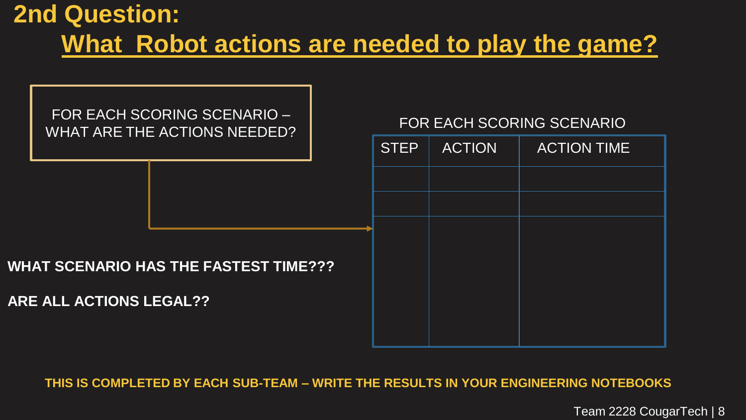## 2nd Question:

# What Robot actions are needed to play the game?

FOR EACH SCORING SCENARIO – WHAT ARE THE ACTIONS NEEDED?

FOR EACH SCORING SCENARIO

| STEP | ACTION | ACTION TIME |
| --- | --- | --- |
| | | |
| | | |
| | | |

**WHAT SCENARIO HAS THE FASTEST TIME???**

**ARE ALL ACTIONS LEGAL??**

**THIS IS COMPLETED BY EACH SUB-TEAM – WRITE THE RESULTS IN YOUR ENGINEERING NOTEBOOKS**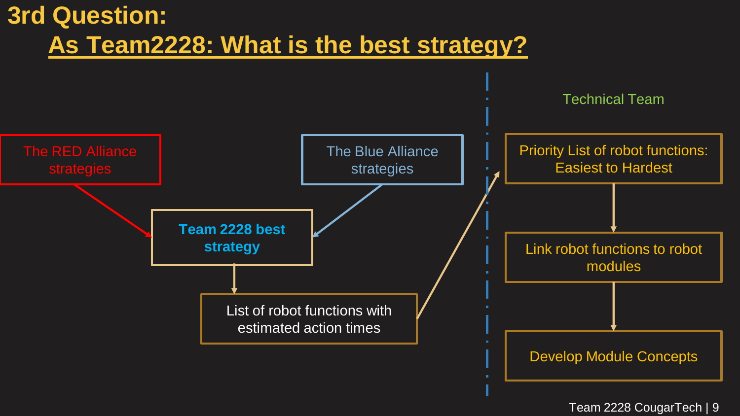# 3rd Question:

## As Team2228: What is the best strategy?

The RED Alliance strategies

The Blue Alliance strategies

**Team 2228 best strategy**

List of robot functions with estimated action times

Technical Team

Priority List of robot functions: Easiest to Hardest

Link robot functions to robot modules

Develop Module Concepts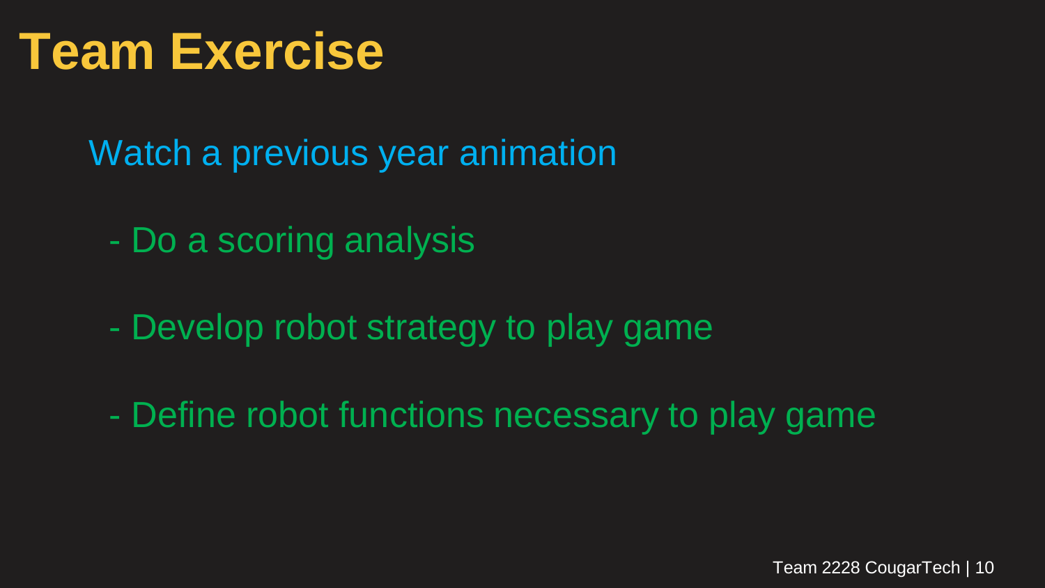# Team Exercise

Watch a previous year animation

- Do a scoring analysis

- Develop robot strategy to play game

- Define robot functions necessary to play game